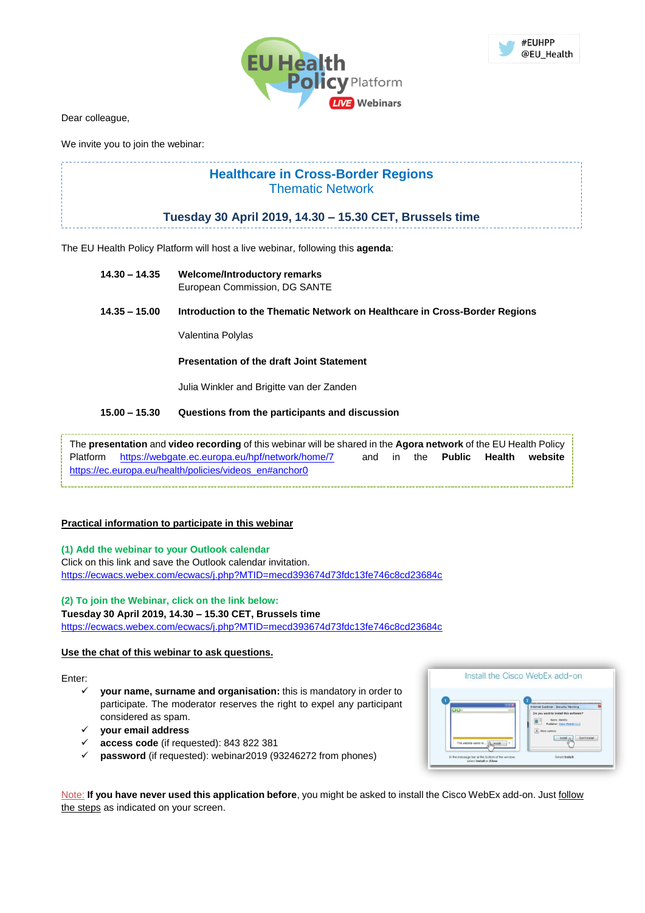#EUHPP
@EU_Health

Dear colleague,

We invite you to join the webinar:

## Healthcare in Cross-Border Regions
### Thematic Network

**Tuesday 30 April 2019, 14.30 – 15.30 CET, Brussels time**

The EU Health Policy Platform will host a live webinar, following this **agenda**:

| | |
|---|---|
| **14.30 – 14.35** | **Welcome/Introductory remarks**<br>European Commission, DG SANTE |
| **14.35 – 15.00** | **Introduction to the Thematic Network on Healthcare in Cross-Border Regions**<br><br>Valentina Polylas<br><br>**Presentation of the draft Joint Statement**<br><br>Julia Winkler and Brigitte van der Zanden |
| **15.00 – 15.30** | **Questions from the participants and discussion** |

The **presentation** and **video recording** of this webinar will be shared in the **Agora network** of the EU Health Policy Platform https://webgate.ec.europa.eu/hpf/network/home/7 and in the **Public Health website** https://ec.europa.eu/health/policies/videos_en#anchor0

**Practical information to participate in this webinar**

**(1) Add the webinar to your Outlook calendar**
Click on this link and save the Outlook calendar invitation.
https://ecwacs.webex.com/ecwacs/j.php?MTID=mecd393674d73fdc13fe746c8cd23684c

**(2) To join the Webinar, click on the link below:**
**Tuesday 30 April 2019, 14.30 – 15.30 CET, Brussels time**
https://ecwacs.webex.com/ecwacs/j.php?MTID=mecd393674d73fdc13fe746c8cd23684c

**Use the chat of this webinar to ask questions.**

Enter:

- ✓ **your name, surname and organisation:** this is mandatory in order to participate. The moderator reserves the right to expel any participant considered as spam.
- ✓ **your email address**
- ✓ **access code** (if requested): 843 822 381
- ✓ **password** (if requested): webinar2019 (93246272 from phones)

Note: **If you have never used this application before**, you might be asked to install the Cisco WebEx add-on. Just follow the steps as indicated on your screen.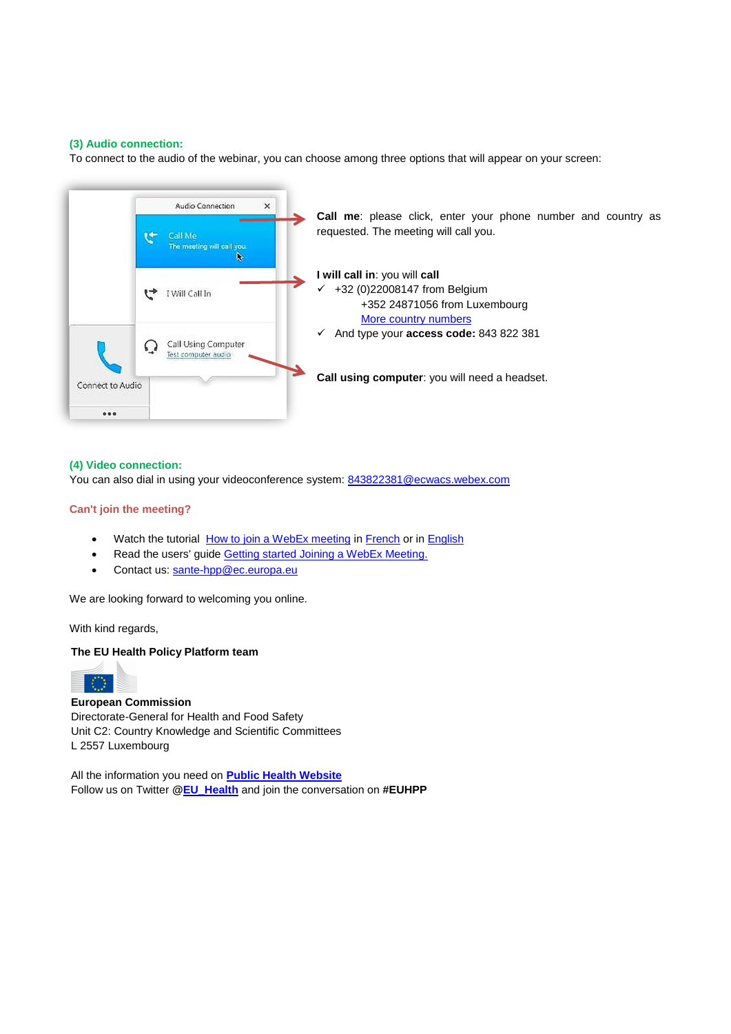**(3) Audio connection:**

To connect to the audio of the webinar, you can choose among three options that will appear on your screen:

**Call me**: please click, enter your phone number and country as requested. The meeting will call you.

**I will call in**: you will **call**

- ✓ +32 (0)22008147 from Belgium
  +352 24871056 from Luxembourg
  [More country numbers]
- ✓ And type your **access code:** 843 822 381

**Call using computer**: you will need a headset.

**(4) Video connection:**

You can also dial in using your videoconference system: 843822381@ecwacs.webex.com

**Can't join the meeting?**

- Watch the tutorial How to join a WebEx meeting in French or in English
- Read the users' guide Getting started Joining a WebEx Meeting.
- Contact us: sante-hpp@ec.europa.eu

We are looking forward to welcoming you online.

With kind regards,

**The EU Health Policy Platform team**

**European Commission**
Directorate-General for Health and Food Safety
Unit C2: Country Knowledge and Scientific Committees
L 2557 Luxembourg

All the information you need on **Public Health Website**
Follow us on Twitter @**EU_Health** and join the conversation on **#EUHPP**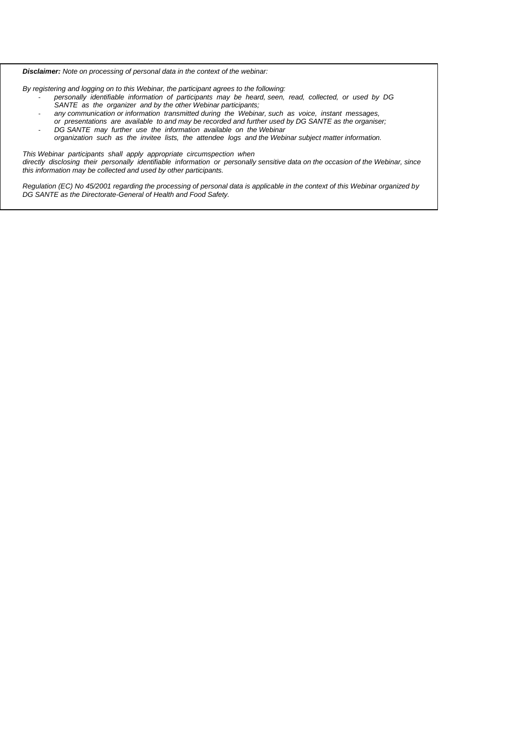***Disclaimer:*** *Note on processing of personal data in the context of the webinar:*

*By registering and logging on to this Webinar, the participant agrees to the following:*

- *personally identifiable information of participants may be heard, seen, read, collected, or used by DG SANTE as the organizer and by the other Webinar participants;*
- *any communication or information transmitted during the Webinar, such as voice, instant messages, or presentations are available to and may be recorded and further used by DG SANTE as the organiser;*
- *DG SANTE may further use the information available on the Webinar organization such as the invitee lists, the attendee logs and the Webinar subject matter information.*

*This Webinar participants shall apply appropriate circumspection when directly disclosing their personally identifiable information or personally sensitive data on the occasion of the Webinar, since this information may be collected and used by other participants.*

*Regulation (EC) No 45/2001 regarding the processing of personal data is applicable in the context of this Webinar organized by DG SANTE as the Directorate-General of Health and Food Safety.*